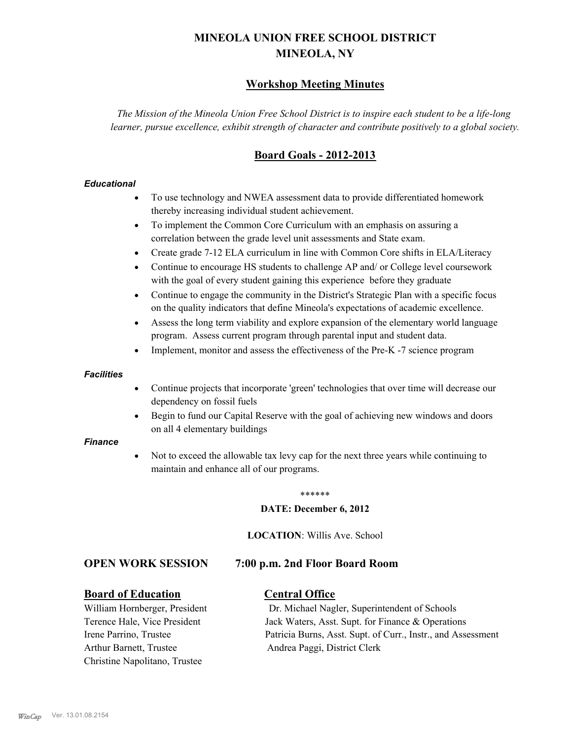# MINEOLA UNION FREE SCHOOL DISTRICT
# MINEOLA, NY

## Workshop Meeting Minutes

*The Mission of the Mineola Union Free School District is to inspire each student to be a life-long learner, pursue excellence, exhibit strength of character and contribute positively to a global society.*

## Board Goals - 2012-2013

***Educational***

- To use technology and NWEA assessment data to provide differentiated homework thereby increasing individual student achievement.
- To implement the Common Core Curriculum with an emphasis on assuring a correlation between the grade level unit assessments and State exam.
- Create grade 7-12 ELA curriculum in line with Common Core shifts in ELA/Literacy
- Continue to encourage HS students to challenge AP and/ or College level coursework with the goal of every student gaining this experience before they graduate
- Continue to engage the community in the District's Strategic Plan with a specific focus on the quality indicators that define Mineola's expectations of academic excellence.
- Assess the long term viability and explore expansion of the elementary world language program. Assess current program through parental input and student data.
- Implement, monitor and assess the effectiveness of the Pre-K -7 science program

***Facilities***

- Continue projects that incorporate 'green' technologies that over time will decrease our dependency on fossil fuels
- Begin to fund our Capital Reserve with the goal of achieving new windows and doors on all 4 elementary buildings

***Finance***

- Not to exceed the allowable tax levy cap for the next three years while continuing to maintain and enhance all of our programs.

******

**DATE: December 6, 2012**

**LOCATION**: Willis Ave. School

### OPEN WORK SESSION 7:00 p.m. 2nd Floor Board Room

**Board of Education**

William Hornberger, President
Terence Hale, Vice President
Irene Parrino, Trustee
Arthur Barnett, Trustee
Christine Napolitano, Trustee

**Central Office**

Dr. Michael Nagler, Superintendent of Schools
Jack Waters, Asst. Supt. for Finance & Operations
Patricia Burns, Asst. Supt. of Curr., Instr., and Assessment
Andrea Paggi, District Clerk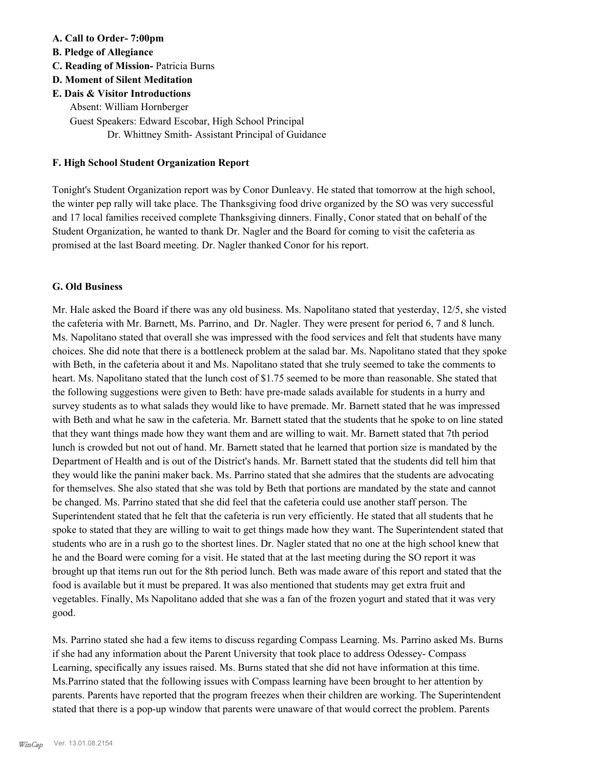**A. Call to Order- 7:00pm**

**B. Pledge of Allegiance**

**C. Reading of Mission-** Patricia Burns

**D. Moment of Silent Meditation**

**E. Dais & Visitor Introductions**

Absent: William Hornberger

Guest Speakers: Edward Escobar, High School Principal

Dr. Whittney Smith- Assistant Principal of Guidance

**F. High School Student Organization Report**

Tonight's Student Organization report was by Conor Dunleavy. He stated that tomorrow at the high school, the winter pep rally will take place. The Thanksgiving food drive organized by the SO was very successful and 17 local families received complete Thanksgiving dinners. Finally, Conor stated that on behalf of the Student Organization, he wanted to thank Dr. Nagler and the Board for coming to visit the cafeteria as promised at the last Board meeting. Dr. Nagler thanked Conor for his report.

**G. Old Business**

Mr. Hale asked the Board if there was any old business. Ms. Napolitano stated that yesterday, 12/5, she visted the cafeteria with Mr. Barnett, Ms. Parrino, and Dr. Nagler. They were present for period 6, 7 and 8 lunch. Ms. Napolitano stated that overall she was impressed with the food services and felt that students have many choices. She did note that there is a bottleneck problem at the salad bar. Ms. Napolitano stated that they spoke with Beth, in the cafeteria about it and Ms. Napolitano stated that she truly seemed to take the comments to heart. Ms. Napolitano stated that the lunch cost of $1.75 seemed to be more than reasonable. She stated that the following suggestions were given to Beth: have pre-made salads available for students in a hurry and survey students as to what salads they would like to have premade. Mr. Barnett stated that he was impressed with Beth and what he saw in the cafeteria. Mr. Barnett stated that the students that he spoke to on line stated that they want things made how they want them and are willing to wait. Mr. Barnett stated that 7th period lunch is crowded but not out of hand. Mr. Barnett stated that he learned that portion size is mandated by the Department of Health and is out of the District's hands. Mr. Barnett stated that the students did tell him that they would like the panini maker back. Ms. Parrino stated that she admires that the students are advocating for themselves. She also stated that she was told by Beth that portions are mandated by the state and cannot be changed. Ms. Parrino stated that she did feel that the cafeteria could use another staff person. The Superintendent stated that he felt that the cafeteria is run very efficiently. He stated that all students that he spoke to stated that they are willing to wait to get things made how they want. The Superintendent stated that students who are in a rush go to the shortest lines. Dr. Nagler stated that no one at the high school knew that he and the Board were coming for a visit. He stated that at the last meeting during the SO report it was brought up that items run out for the 8th period lunch. Beth was made aware of this report and stated that the food is available but it must be prepared. It was also mentioned that students may get extra fruit and vegetables. Finally, Ms Napolitano added that she was a fan of the frozen yogurt and stated that it was very good.

Ms. Parrino stated she had a few items to discuss regarding Compass Learning. Ms. Parrino asked Ms. Burns if she had any information about the Parent University that took place to address Odessey- Compass Learning, specifically any issues raised. Ms. Burns stated that she did not have information at this time. Ms.Parrino stated that the following issues with Compass learning have been brought to her attention by parents. Parents have reported that the program freezes when their children are working. The Superintendent stated that there is a pop-up window that parents were unaware of that would correct the problem. Parents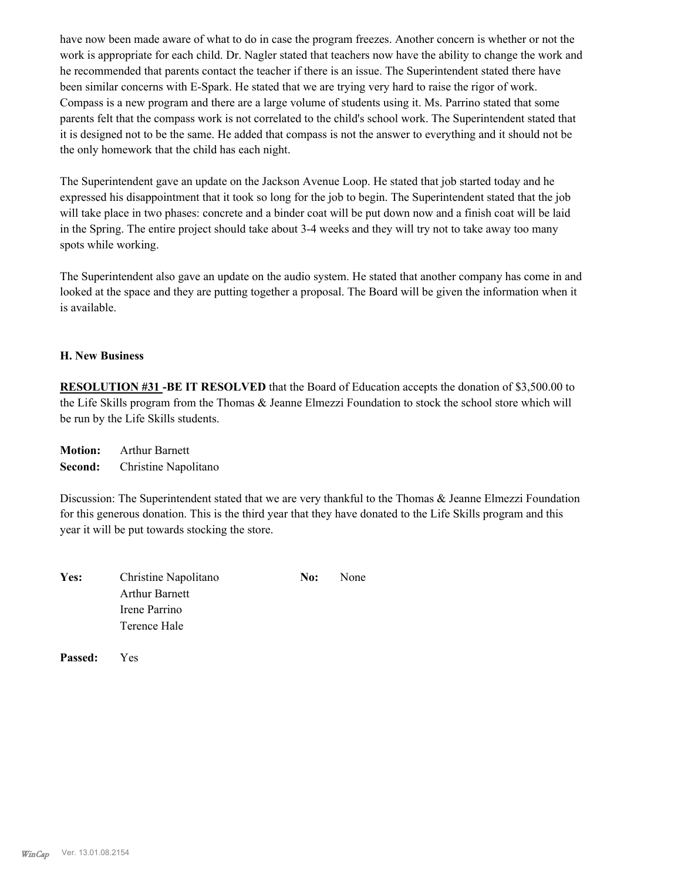have now been made aware of what to do in case the program freezes. Another concern is whether or not the work is appropriate for each child. Dr. Nagler stated that teachers now have the ability to change the work and he recommended that parents contact the teacher if there is an issue. The Superintendent stated there have been similar concerns with E-Spark. He stated that we are trying very hard to raise the rigor of work. Compass is a new program and there are a large volume of students using it. Ms. Parrino stated that some parents felt that the compass work is not correlated to the child's school work. The Superintendent stated that it is designed not to be the same. He added that compass is not the answer to everything and it should not be the only homework that the child has each night.

The Superintendent gave an update on the Jackson Avenue Loop. He stated that job started today and he expressed his disappointment that it took so long for the job to begin. The Superintendent stated that the job will take place in two phases: concrete and a binder coat will be put down now and a finish coat will be laid in the Spring. The entire project should take about 3-4 weeks and they will try not to take away too many spots while working.

The Superintendent also gave an update on the audio system. He stated that another company has come in and looked at the space and they are putting together a proposal. The Board will be given the information when it is available.

### H. New Business

**RESOLUTION #31 -BE IT RESOLVED** that the Board of Education accepts the donation of $3,500.00 to the Life Skills program from the Thomas & Jeanne Elmezzi Foundation to stock the school store which will be run by the Life Skills students.

**Motion:** Arthur Barnett
**Second:** Christine Napolitano

Discussion: The Superintendent stated that we are very thankful to the Thomas & Jeanne Elmezzi Foundation for this generous donation. This is the third year that they have donated to the Life Skills program and this year it will be put towards stocking the store.

**Yes:** Christine Napolitano
Arthur Barnett
Irene Parrino
Terence Hale

**No:** None

**Passed:** Yes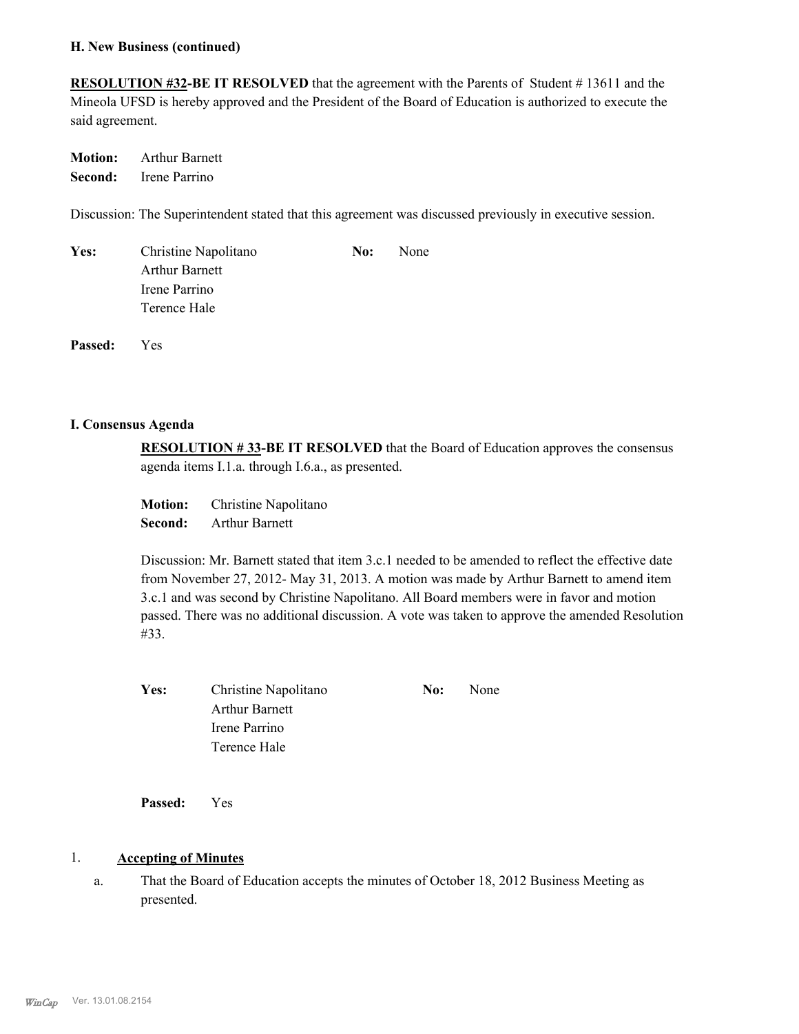**H. New Business (continued)**

**RESOLUTION #32-BE IT RESOLVED** that the agreement with the Parents of Student # 13611 and the Mineola UFSD is hereby approved and the President of the Board of Education is authorized to execute the said agreement.

**Motion:** Arthur Barnett
**Second:** Irene Parrino

Discussion: The Superintendent stated that this agreement was discussed previously in executive session.

**Yes:** Christine Napolitano, Arthur Barnett, Irene Parrino, Terence Hale
**No:** None

**Passed:** Yes

**I. Consensus Agenda**

**RESOLUTION # 33-BE IT RESOLVED** that the Board of Education approves the consensus agenda items I.1.a. through I.6.a., as presented.

**Motion:** Christine Napolitano
**Second:** Arthur Barnett

Discussion: Mr. Barnett stated that item 3.c.1 needed to be amended to reflect the effective date from November 27, 2012- May 31, 2013. A motion was made by Arthur Barnett to amend item 3.c.1 and was second by Christine Napolitano. All Board members were in favor and motion passed. There was no additional discussion. A vote was taken to approve the amended Resolution #33.

**Yes:** Christine Napolitano, Arthur Barnett, Irene Parrino, Terence Hale
**No:** None

**Passed:** Yes

1. **Accepting of Minutes**

   a. That the Board of Education accepts the minutes of October 18, 2012 Business Meeting as presented.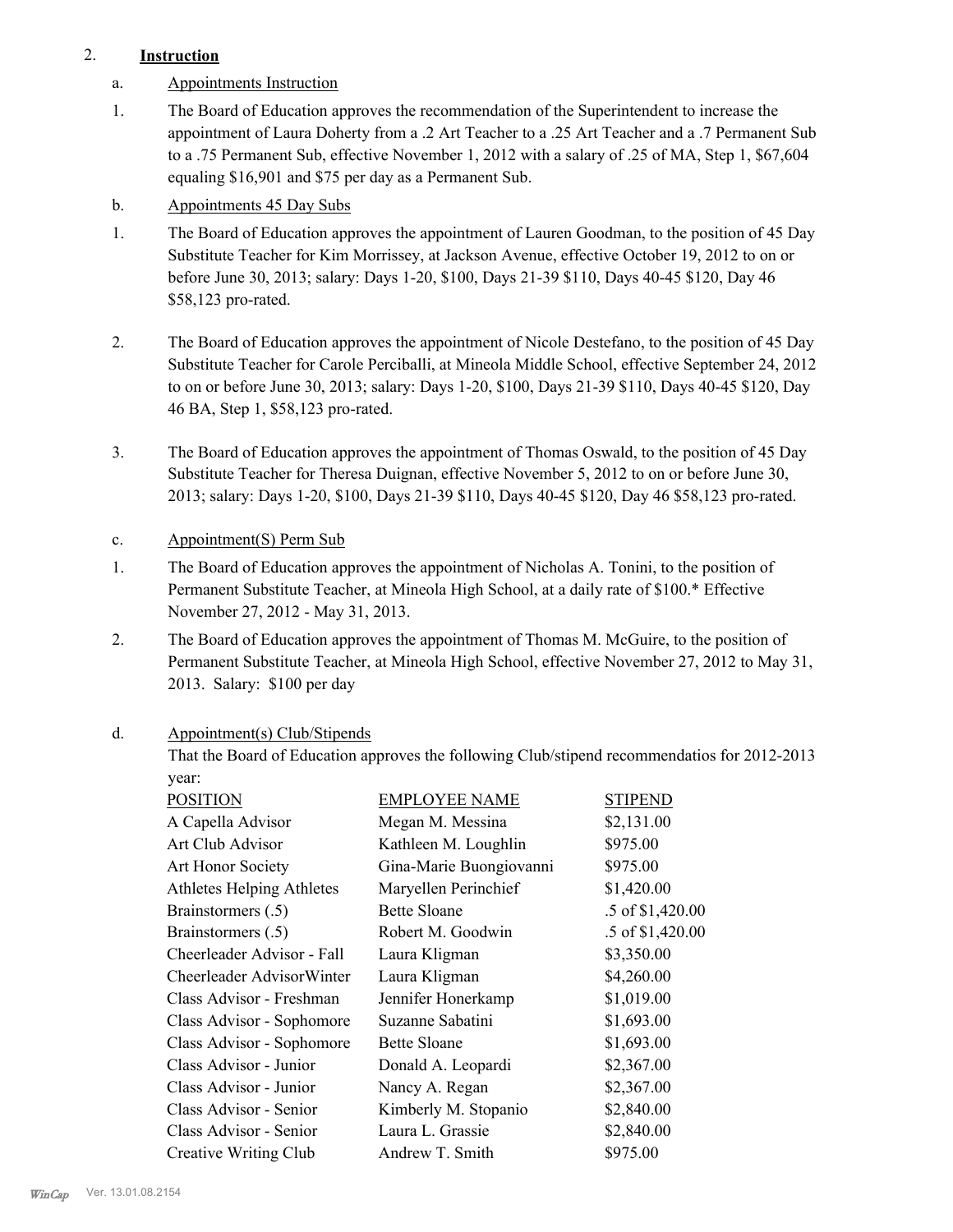2. **Instruction**

a. Appointments Instruction

1. The Board of Education approves the recommendation of the Superintendent to increase the appointment of Laura Doherty from a .2 Art Teacher to a .25 Art Teacher and a .7 Permanent Sub to a .75 Permanent Sub, effective November 1, 2012 with a salary of .25 of MA, Step 1, $67,604 equaling $16,901 and $75 per day as a Permanent Sub.

b. Appointments 45 Day Subs

1. The Board of Education approves the appointment of Lauren Goodman, to the position of 45 Day Substitute Teacher for Kim Morrissey, at Jackson Avenue, effective October 19, 2012 to on or before June 30, 2013; salary: Days 1-20, $100, Days 21-39 $110, Days 40-45 $120, Day 46 $58,123 pro-rated.

2. The Board of Education approves the appointment of Nicole Destefano, to the position of 45 Day Substitute Teacher for Carole Perciballi, at Mineola Middle School, effective September 24, 2012 to on or before June 30, 2013; salary: Days 1-20, $100, Days 21-39 $110, Days 40-45 $120, Day 46 BA, Step 1, $58,123 pro-rated.

3. The Board of Education approves the appointment of Thomas Oswald, to the position of 45 Day Substitute Teacher for Theresa Duignan, effective November 5, 2012 to on or before June 30, 2013; salary: Days 1-20, $100, Days 21-39 $110, Days 40-45 $120, Day 46 $58,123 pro-rated.

c. Appointment(S) Perm Sub

1. The Board of Education approves the appointment of Nicholas A. Tonini, to the position of Permanent Substitute Teacher, at Mineola High School, at a daily rate of $100.* Effective November 27, 2012 - May 31, 2013.

2. The Board of Education approves the appointment of Thomas M. McGuire, to the position of Permanent Substitute Teacher, at Mineola High School, effective November 27, 2012 to May 31, 2013. Salary: $100 per day

d. Appointment(s) Club/Stipends

That the Board of Education approves the following Club/stipend recommendatios for 2012-2013 year:

| POSITION | EMPLOYEE NAME | STIPEND |
|---|---|---|
| A Capella Advisor | Megan M. Messina | $2,131.00 |
| Art Club Advisor | Kathleen M. Loughlin | $975.00 |
| Art Honor Society | Gina-Marie Buongiovanni | $975.00 |
| Athletes Helping Athletes | Maryellen Perinchief | $1,420.00 |
| Brainstormers (.5) | Bette Sloane | .5 of $1,420.00 |
| Brainstormers (.5) | Robert M. Goodwin | .5 of $1,420.00 |
| Cheerleader Advisor - Fall | Laura Kligman | $3,350.00 |
| Cheerleader AdvisorWinter | Laura Kligman | $4,260.00 |
| Class Advisor - Freshman | Jennifer Honerkamp | $1,019.00 |
| Class Advisor - Sophomore | Suzanne Sabatini | $1,693.00 |
| Class Advisor - Sophomore | Bette Sloane | $1,693.00 |
| Class Advisor - Junior | Donald A. Leopardi | $2,367.00 |
| Class Advisor - Junior | Nancy A. Regan | $2,367.00 |
| Class Advisor - Senior | Kimberly M. Stopanio | $2,840.00 |
| Class Advisor - Senior | Laura L. Grassie | $2,840.00 |
| Creative Writing Club | Andrew T. Smith | $975.00 |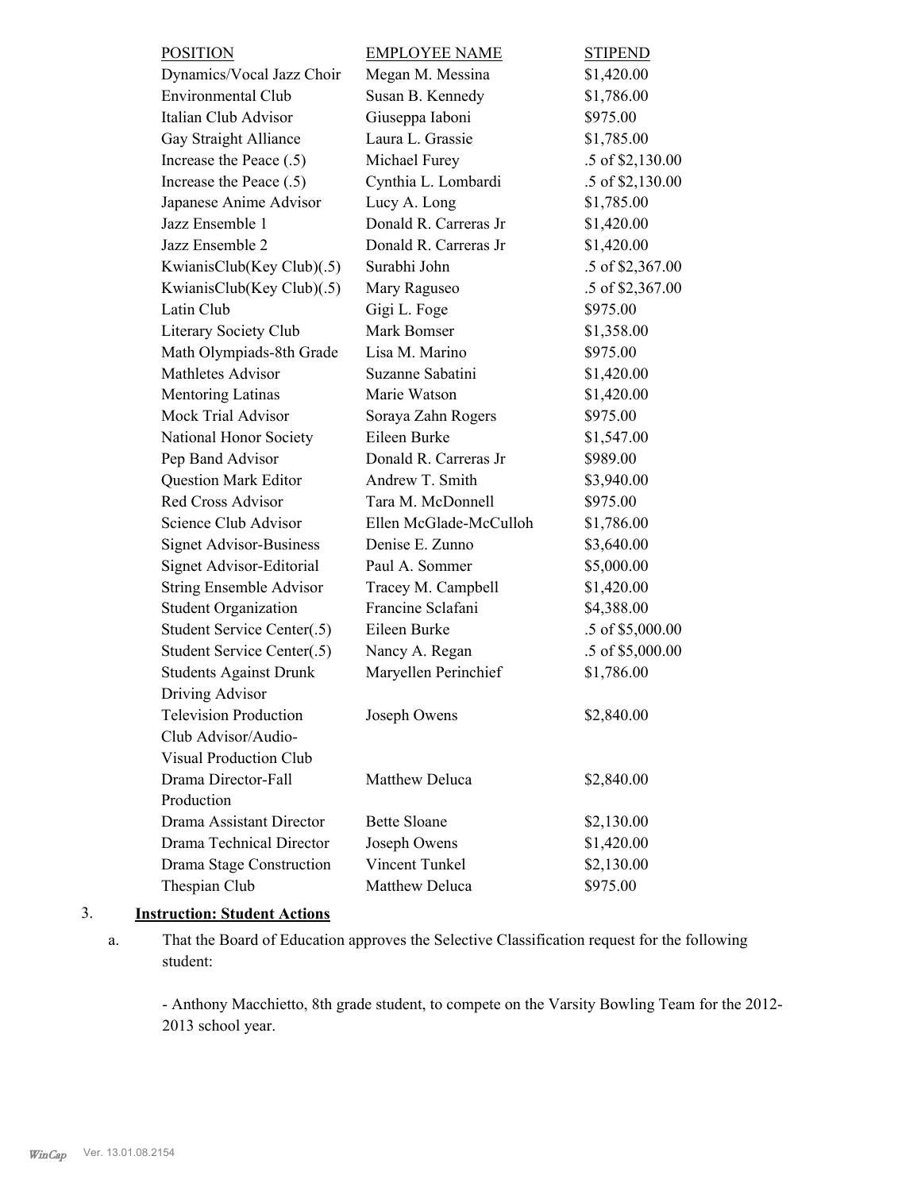| POSITION | EMPLOYEE NAME | STIPEND |
|---|---|---|
| Dynamics/Vocal Jazz Choir | Megan M. Messina | $1,420.00 |
| Environmental Club | Susan B. Kennedy | $1,786.00 |
| Italian Club Advisor | Giuseppa Iaboni | $975.00 |
| Gay Straight Alliance | Laura L. Grassie | $1,785.00 |
| Increase the Peace (.5) | Michael Furey | .5 of $2,130.00 |
| Increase the Peace (.5) | Cynthia L. Lombardi | .5 of $2,130.00 |
| Japanese Anime Advisor | Lucy A. Long | $1,785.00 |
| Jazz Ensemble 1 | Donald R. Carreras Jr | $1,420.00 |
| Jazz Ensemble 2 | Donald R. Carreras Jr | $1,420.00 |
| KwianisClub(Key Club)(.5) | Surabhi John | .5 of $2,367.00 |
| KwianisClub(Key Club)(.5) | Mary Raguseo | .5 of $2,367.00 |
| Latin Club | Gigi L. Foge | $975.00 |
| Literary Society Club | Mark Bomser | $1,358.00 |
| Math Olympiads-8th Grade | Lisa M. Marino | $975.00 |
| Mathletes Advisor | Suzanne Sabatini | $1,420.00 |
| Mentoring Latinas | Marie Watson | $1,420.00 |
| Mock Trial Advisor | Soraya Zahn Rogers | $975.00 |
| National Honor Society | Eileen Burke | $1,547.00 |
| Pep Band Advisor | Donald R. Carreras Jr | $989.00 |
| Question Mark Editor | Andrew T. Smith | $3,940.00 |
| Red Cross Advisor | Tara M. McDonnell | $975.00 |
| Science Club Advisor | Ellen McGlade-McCulloh | $1,786.00 |
| Signet Advisor-Business | Denise E. Zunno | $3,640.00 |
| Signet Advisor-Editorial | Paul A. Sommer | $5,000.00 |
| String Ensemble Advisor | Tracey M. Campbell | $1,420.00 |
| Student Organization | Francine Sclafani | $4,388.00 |
| Student Service Center(.5) | Eileen Burke | .5 of $5,000.00 |
| Student Service Center(.5) | Nancy A. Regan | .5 of $5,000.00 |
| Students Against Drunk Driving Advisor | Maryellen Perinchief | $1,786.00 |
| Television Production Club Advisor/Audio-Visual Production Club | Joseph Owens | $2,840.00 |
| Drama Director-Fall Production | Matthew Deluca | $2,840.00 |
| Drama Assistant Director | Bette Sloane | $2,130.00 |
| Drama Technical Director | Joseph Owens | $1,420.00 |
| Drama Stage Construction | Vincent Tunkel | $2,130.00 |
| Thespian Club | Matthew Deluca | $975.00 |

3. **Instruction: Student Actions**

a. That the Board of Education approves the Selective Classification request for the following student:

- Anthony Macchietto, 8th grade student, to compete on the Varsity Bowling Team for the 2012-2013 school year.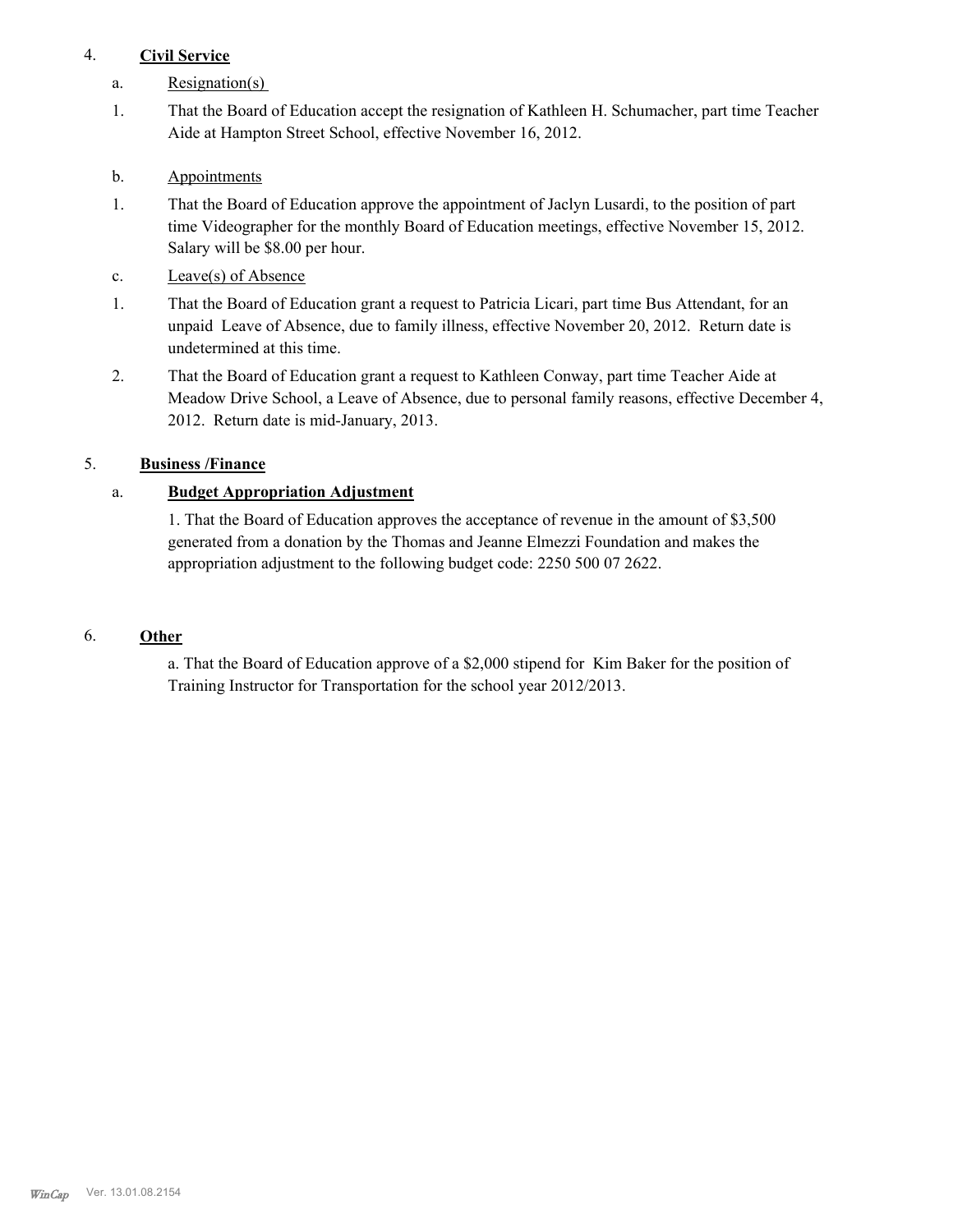4. **Civil Service**

a. Resignation(s)

1. That the Board of Education accept the resignation of Kathleen H. Schumacher, part time Teacher Aide at Hampton Street School, effective November 16, 2012.

b. Appointments

1. That the Board of Education approve the appointment of Jaclyn Lusardi, to the position of part time Videographer for the monthly Board of Education meetings, effective November 15, 2012. Salary will be $8.00 per hour.

c. Leave(s) of Absence

1. That the Board of Education grant a request to Patricia Licari, part time Bus Attendant, for an unpaid Leave of Absence, due to family illness, effective November 20, 2012. Return date is undetermined at this time.

2. That the Board of Education grant a request to Kathleen Conway, part time Teacher Aide at Meadow Drive School, a Leave of Absence, due to personal family reasons, effective December 4, 2012. Return date is mid-January, 2013.

5. **Business /Finance**

a. **Budget Appropriation Adjustment**

1. That the Board of Education approves the acceptance of revenue in the amount of $3,500 generated from a donation by the Thomas and Jeanne Elmezzi Foundation and makes the appropriation adjustment to the following budget code: 2250 500 07 2622.

6. **Other**

a. That the Board of Education approve of a $2,000 stipend for Kim Baker for the position of Training Instructor for Transportation for the school year 2012/2013.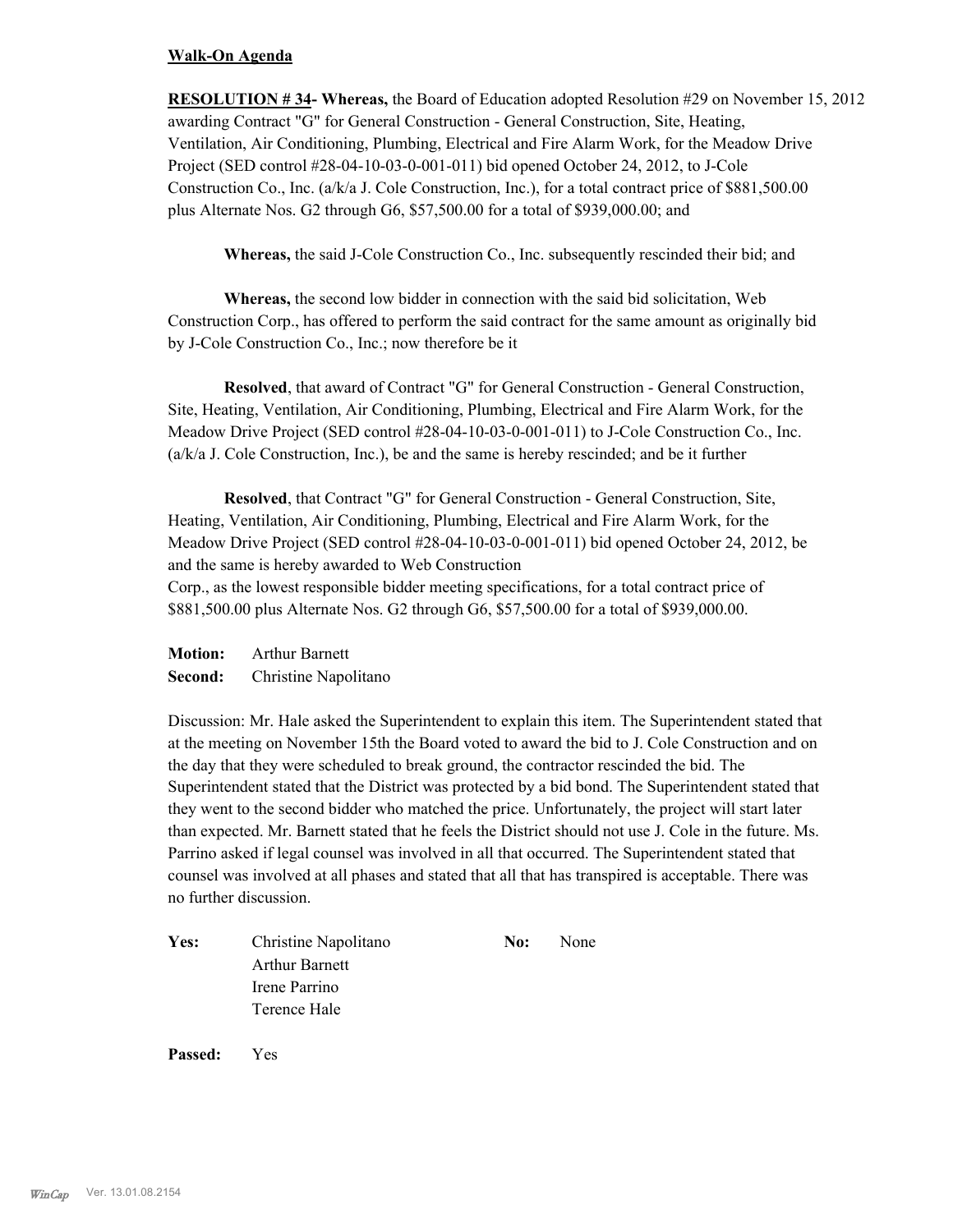**Walk-On Agenda**

**RESOLUTION # 34- Whereas,** the Board of Education adopted Resolution #29 on November 15, 2012 awarding Contract "G" for General Construction - General Construction, Site, Heating, Ventilation, Air Conditioning, Plumbing, Electrical and Fire Alarm Work, for the Meadow Drive Project (SED control #28-04-10-03-0-001-011) bid opened October 24, 2012, to J-Cole Construction Co., Inc. (a/k/a J. Cole Construction, Inc.), for a total contract price of $881,500.00 plus Alternate Nos. G2 through G6, $57,500.00 for a total of $939,000.00; and

**Whereas,** the said J-Cole Construction Co., Inc. subsequently rescinded their bid; and

**Whereas,** the second low bidder in connection with the said bid solicitation, Web Construction Corp., has offered to perform the said contract for the same amount as originally bid by J-Cole Construction Co., Inc.; now therefore be it

**Resolved**, that award of Contract "G" for General Construction - General Construction, Site, Heating, Ventilation, Air Conditioning, Plumbing, Electrical and Fire Alarm Work, for the Meadow Drive Project (SED control #28-04-10-03-0-001-011) to J-Cole Construction Co., Inc. (a/k/a J. Cole Construction, Inc.), be and the same is hereby rescinded; and be it further

**Resolved**, that Contract "G" for General Construction - General Construction, Site, Heating, Ventilation, Air Conditioning, Plumbing, Electrical and Fire Alarm Work, for the Meadow Drive Project (SED control #28-04-10-03-0-001-011) bid opened October 24, 2012, be and the same is hereby awarded to Web Construction Corp., as the lowest responsible bidder meeting specifications, for a total contract price of $881,500.00 plus Alternate Nos. G2 through G6, $57,500.00 for a total of $939,000.00.

**Motion:** Arthur Barnett
**Second:** Christine Napolitano

Discussion: Mr. Hale asked the Superintendent to explain this item. The Superintendent stated that at the meeting on November 15th the Board voted to award the bid to J. Cole Construction and on the day that they were scheduled to break ground, the contractor rescinded the bid. The Superintendent stated that the District was protected by a bid bond. The Superintendent stated that they went to the second bidder who matched the price. Unfortunately, the project will start later than expected. Mr. Barnett stated that he feels the District should not use J. Cole in the future. Ms. Parrino asked if legal counsel was involved in all that occurred. The Superintendent stated that counsel was involved at all phases and stated that all that has transpired is acceptable. There was no further discussion.

**Yes:** Christine Napolitano, Arthur Barnett, Irene Parrino, Terence Hale

**No:** None

**Passed:** Yes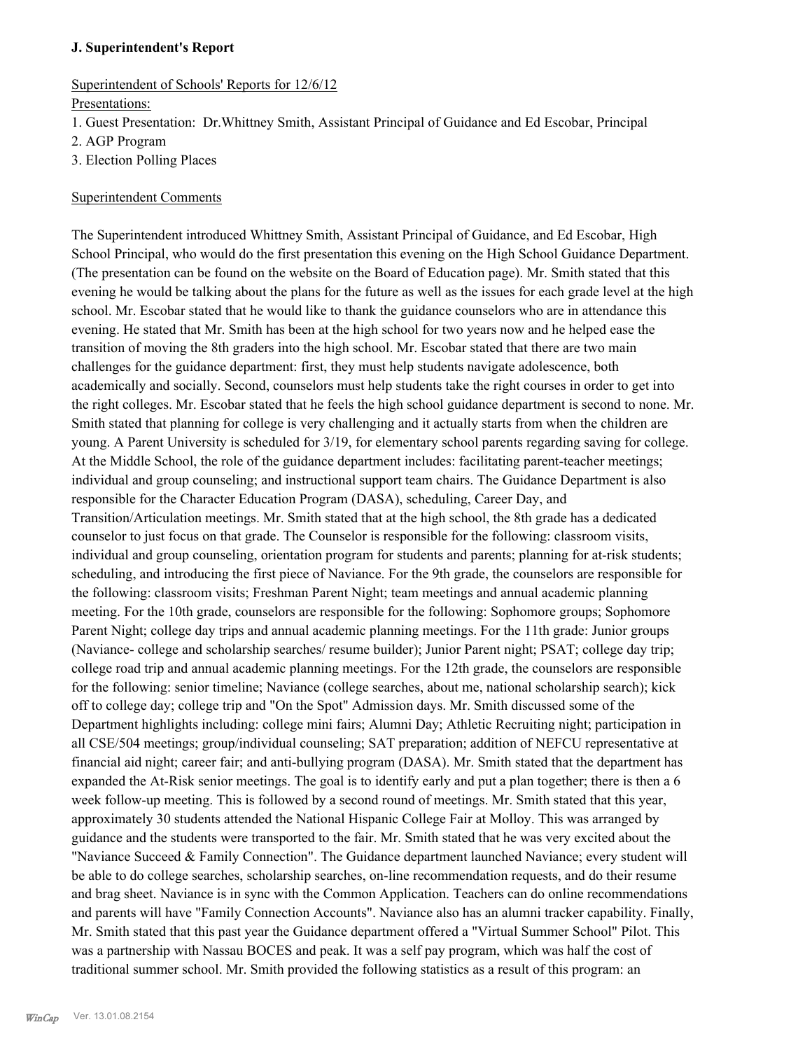### J. Superintendent's Report

Superintendent of Schools' Reports for 12/6/12

Presentations:

1. Guest Presentation: Dr.Whittney Smith, Assistant Principal of Guidance and Ed Escobar, Principal
2. AGP Program
3. Election Polling Places

Superintendent Comments

The Superintendent introduced Whittney Smith, Assistant Principal of Guidance, and Ed Escobar, High School Principal, who would do the first presentation this evening on the High School Guidance Department. (The presentation can be found on the website on the Board of Education page). Mr. Smith stated that this evening he would be talking about the plans for the future as well as the issues for each grade level at the high school. Mr. Escobar stated that he would like to thank the guidance counselors who are in attendance this evening. He stated that Mr. Smith has been at the high school for two years now and he helped ease the transition of moving the 8th graders into the high school. Mr. Escobar stated that there are two main challenges for the guidance department: first, they must help students navigate adolescence, both academically and socially. Second, counselors must help students take the right courses in order to get into the right colleges. Mr. Escobar stated that he feels the high school guidance department is second to none. Mr. Smith stated that planning for college is very challenging and it actually starts from when the children are young. A Parent University is scheduled for 3/19, for elementary school parents regarding saving for college. At the Middle School, the role of the guidance department includes: facilitating parent-teacher meetings; individual and group counseling; and instructional support team chairs. The Guidance Department is also responsible for the Character Education Program (DASA), scheduling, Career Day, and Transition/Articulation meetings. Mr. Smith stated that at the high school, the 8th grade has a dedicated counselor to just focus on that grade. The Counselor is responsible for the following: classroom visits, individual and group counseling, orientation program for students and parents; planning for at-risk students; scheduling, and introducing the first piece of Naviance. For the 9th grade, the counselors are responsible for the following: classroom visits; Freshman Parent Night; team meetings and annual academic planning meeting. For the 10th grade, counselors are responsible for the following: Sophomore groups; Sophomore Parent Night; college day trips and annual academic planning meetings. For the 11th grade: Junior groups (Naviance- college and scholarship searches/ resume builder); Junior Parent night; PSAT; college day trip; college road trip and annual academic planning meetings. For the 12th grade, the counselors are responsible for the following: senior timeline; Naviance (college searches, about me, national scholarship search); kick off to college day; college trip and "On the Spot" Admission days. Mr. Smith discussed some of the Department highlights including: college mini fairs; Alumni Day; Athletic Recruiting night; participation in all CSE/504 meetings; group/individual counseling; SAT preparation; addition of NEFCU representative at financial aid night; career fair; and anti-bullying program (DASA). Mr. Smith stated that the department has expanded the At-Risk senior meetings. The goal is to identify early and put a plan together; there is then a 6 week follow-up meeting. This is followed by a second round of meetings. Mr. Smith stated that this year, approximately 30 students attended the National Hispanic College Fair at Molloy. This was arranged by guidance and the students were transported to the fair. Mr. Smith stated that he was very excited about the "Naviance Succeed & Family Connection". The Guidance department launched Naviance; every student will be able to do college searches, scholarship searches, on-line recommendation requests, and do their resume and brag sheet. Naviance is in sync with the Common Application. Teachers can do online recommendations and parents will have "Family Connection Accounts". Naviance also has an alumni tracker capability. Finally, Mr. Smith stated that this past year the Guidance department offered a "Virtual Summer School" Pilot. This was a partnership with Nassau BOCES and peak. It was a self pay program, which was half the cost of traditional summer school. Mr. Smith provided the following statistics as a result of this program: an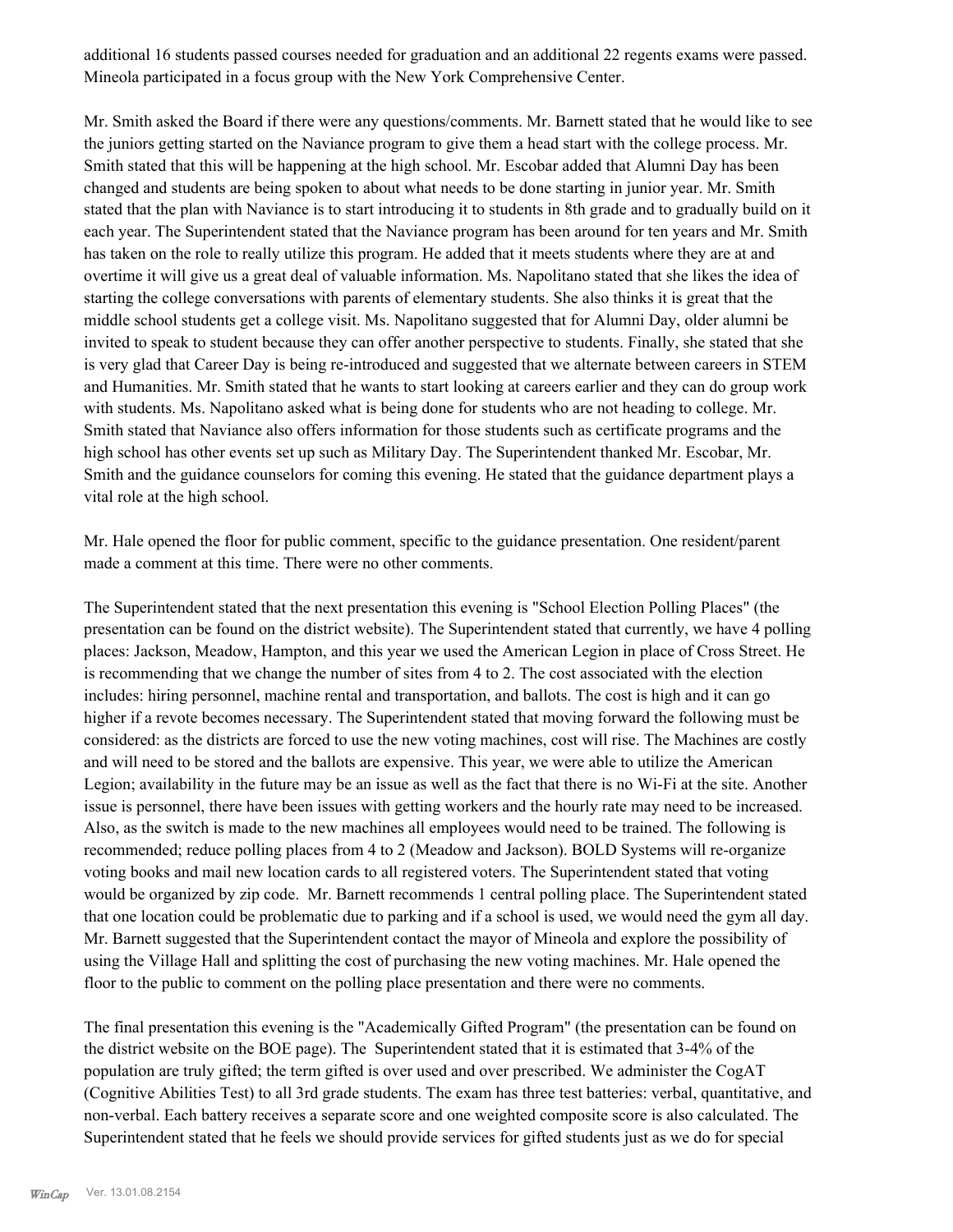additional 16 students passed courses needed for graduation and an additional 22 regents exams were passed. Mineola participated in a focus group with the New York Comprehensive Center.

Mr. Smith asked the Board if there were any questions/comments. Mr. Barnett stated that he would like to see the juniors getting started on the Naviance program to give them a head start with the college process. Mr. Smith stated that this will be happening at the high school. Mr. Escobar added that Alumni Day has been changed and students are being spoken to about what needs to be done starting in junior year. Mr. Smith stated that the plan with Naviance is to start introducing it to students in 8th grade and to gradually build on it each year. The Superintendent stated that the Naviance program has been around for ten years and Mr. Smith has taken on the role to really utilize this program. He added that it meets students where they are at and overtime it will give us a great deal of valuable information. Ms. Napolitano stated that she likes the idea of starting the college conversations with parents of elementary students. She also thinks it is great that the middle school students get a college visit. Ms. Napolitano suggested that for Alumni Day, older alumni be invited to speak to student because they can offer another perspective to students. Finally, she stated that she is very glad that Career Day is being re-introduced and suggested that we alternate between careers in STEM and Humanities. Mr. Smith stated that he wants to start looking at careers earlier and they can do group work with students. Ms. Napolitano asked what is being done for students who are not heading to college. Mr. Smith stated that Naviance also offers information for those students such as certificate programs and the high school has other events set up such as Military Day. The Superintendent thanked Mr. Escobar, Mr. Smith and the guidance counselors for coming this evening. He stated that the guidance department plays a vital role at the high school.

Mr. Hale opened the floor for public comment, specific to the guidance presentation. One resident/parent made a comment at this time. There were no other comments.

The Superintendent stated that the next presentation this evening is "School Election Polling Places" (the presentation can be found on the district website). The Superintendent stated that currently, we have 4 polling places: Jackson, Meadow, Hampton, and this year we used the American Legion in place of Cross Street. He is recommending that we change the number of sites from 4 to 2. The cost associated with the election includes: hiring personnel, machine rental and transportation, and ballots. The cost is high and it can go higher if a revote becomes necessary. The Superintendent stated that moving forward the following must be considered: as the districts are forced to use the new voting machines, cost will rise. The Machines are costly and will need to be stored and the ballots are expensive. This year, we were able to utilize the American Legion; availability in the future may be an issue as well as the fact that there is no Wi-Fi at the site. Another issue is personnel, there have been issues with getting workers and the hourly rate may need to be increased. Also, as the switch is made to the new machines all employees would need to be trained. The following is recommended; reduce polling places from 4 to 2 (Meadow and Jackson). BOLD Systems will re-organize voting books and mail new location cards to all registered voters. The Superintendent stated that voting would be organized by zip code. Mr. Barnett recommends 1 central polling place. The Superintendent stated that one location could be problematic due to parking and if a school is used, we would need the gym all day. Mr. Barnett suggested that the Superintendent contact the mayor of Mineola and explore the possibility of using the Village Hall and splitting the cost of purchasing the new voting machines. Mr. Hale opened the floor to the public to comment on the polling place presentation and there were no comments.

The final presentation this evening is the "Academically Gifted Program" (the presentation can be found on the district website on the BOE page). The Superintendent stated that it is estimated that 3-4% of the population are truly gifted; the term gifted is over used and over prescribed. We administer the CogAT (Cognitive Abilities Test) to all 3rd grade students. The exam has three test batteries: verbal, quantitative, and non-verbal. Each battery receives a separate score and one weighted composite score is also calculated. The Superintendent stated that he feels we should provide services for gifted students just as we do for special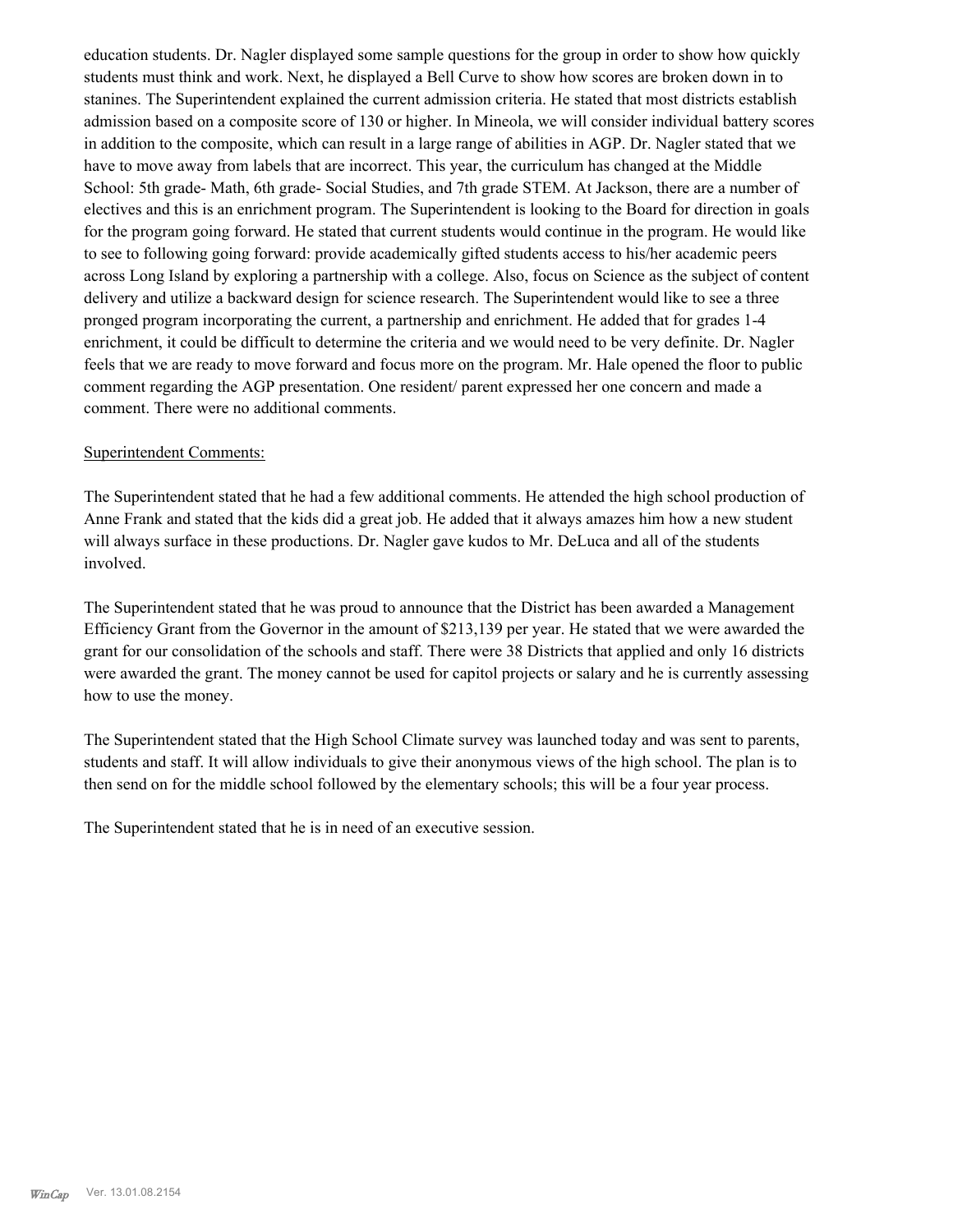education students. Dr. Nagler displayed some sample questions for the group in order to show how quickly students must think and work. Next, he displayed a Bell Curve to show how scores are broken down in to stanines. The Superintendent explained the current admission criteria. He stated that most districts establish admission based on a composite score of 130 or higher. In Mineola, we will consider individual battery scores in addition to the composite, which can result in a large range of abilities in AGP. Dr. Nagler stated that we have to move away from labels that are incorrect. This year, the curriculum has changed at the Middle School: 5th grade- Math, 6th grade- Social Studies, and 7th grade STEM. At Jackson, there are a number of electives and this is an enrichment program. The Superintendent is looking to the Board for direction in goals for the program going forward. He stated that current students would continue in the program. He would like to see to following going forward: provide academically gifted students access to his/her academic peers across Long Island by exploring a partnership with a college. Also, focus on Science as the subject of content delivery and utilize a backward design for science research. The Superintendent would like to see a three pronged program incorporating the current, a partnership and enrichment. He added that for grades 1-4 enrichment, it could be difficult to determine the criteria and we would need to be very definite. Dr. Nagler feels that we are ready to move forward and focus more on the program. Mr. Hale opened the floor to public comment regarding the AGP presentation. One resident/ parent expressed her one concern and made a comment. There were no additional comments.

<u>Superintendent Comments:</u>

The Superintendent stated that he had a few additional comments. He attended the high school production of Anne Frank and stated that the kids did a great job. He added that it always amazes him how a new student will always surface in these productions. Dr. Nagler gave kudos to Mr. DeLuca and all of the students involved.

The Superintendent stated that he was proud to announce that the District has been awarded a Management Efficiency Grant from the Governor in the amount of $213,139 per year. He stated that we were awarded the grant for our consolidation of the schools and staff. There were 38 Districts that applied and only 16 districts were awarded the grant. The money cannot be used for capitol projects or salary and he is currently assessing how to use the money.

The Superintendent stated that the High School Climate survey was launched today and was sent to parents, students and staff. It will allow individuals to give their anonymous views of the high school. The plan is to then send on for the middle school followed by the elementary schools; this will be a four year process.

The Superintendent stated that he is in need of an executive session.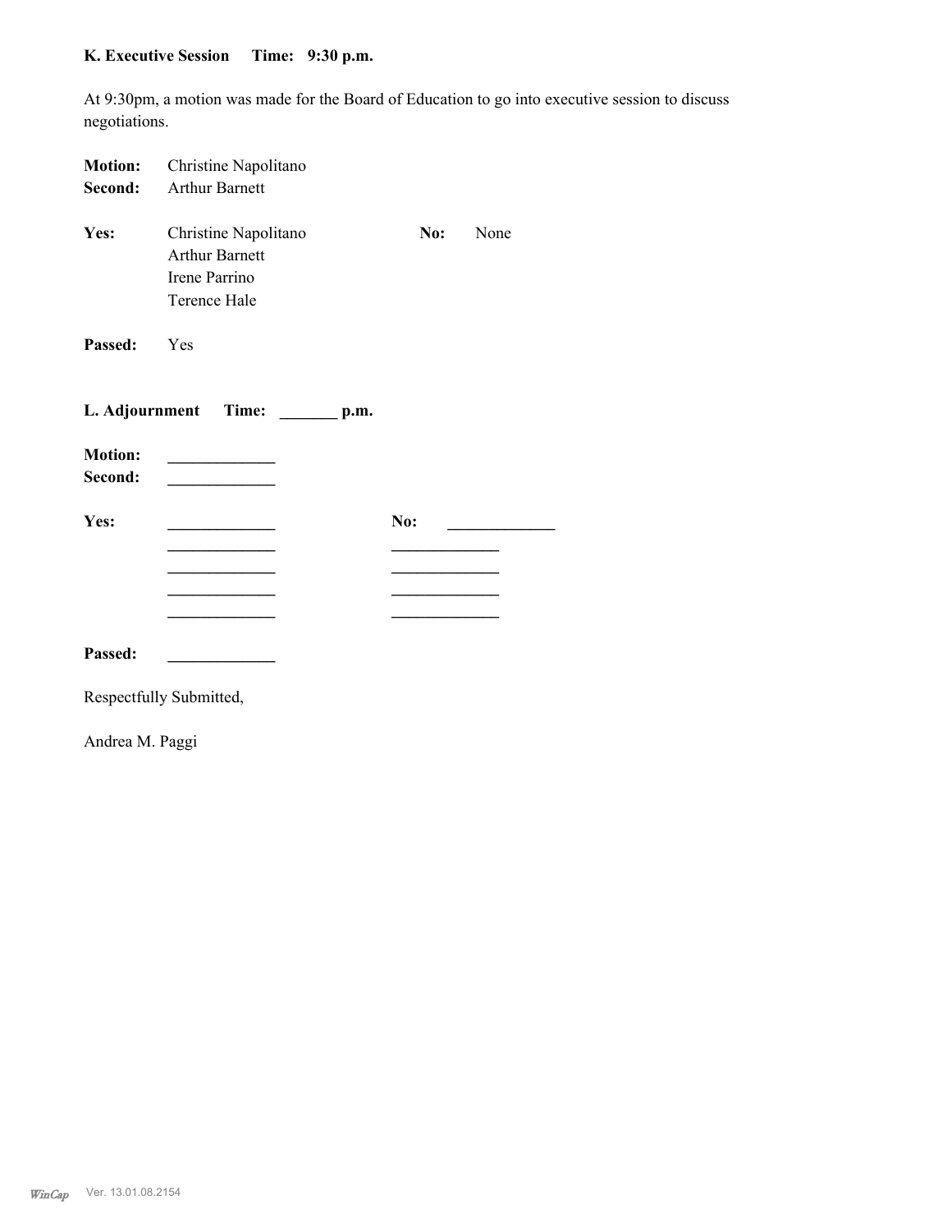**K. Executive Session Time: 9:30 p.m.**

At 9:30pm, a motion was made for the Board of Education to go into executive session to discuss negotiations.

**Motion:** Christine Napolitano
**Second:** Arthur Barnett

**Yes:** Christine Napolitano
Arthur Barnett
Irene Parrino
Terence Hale

**No:** None

**Passed:** Yes

**L. Adjournment Time: _______ p.m.**

**Motion:** _____________
**Second:** _____________

**Yes:** _____________
_____________
_____________
_____________
_____________

**No:** _____________
_____________
_____________
_____________
_____________

**Passed:** _____________

Respectfully Submitted,

Andrea M. Paggi